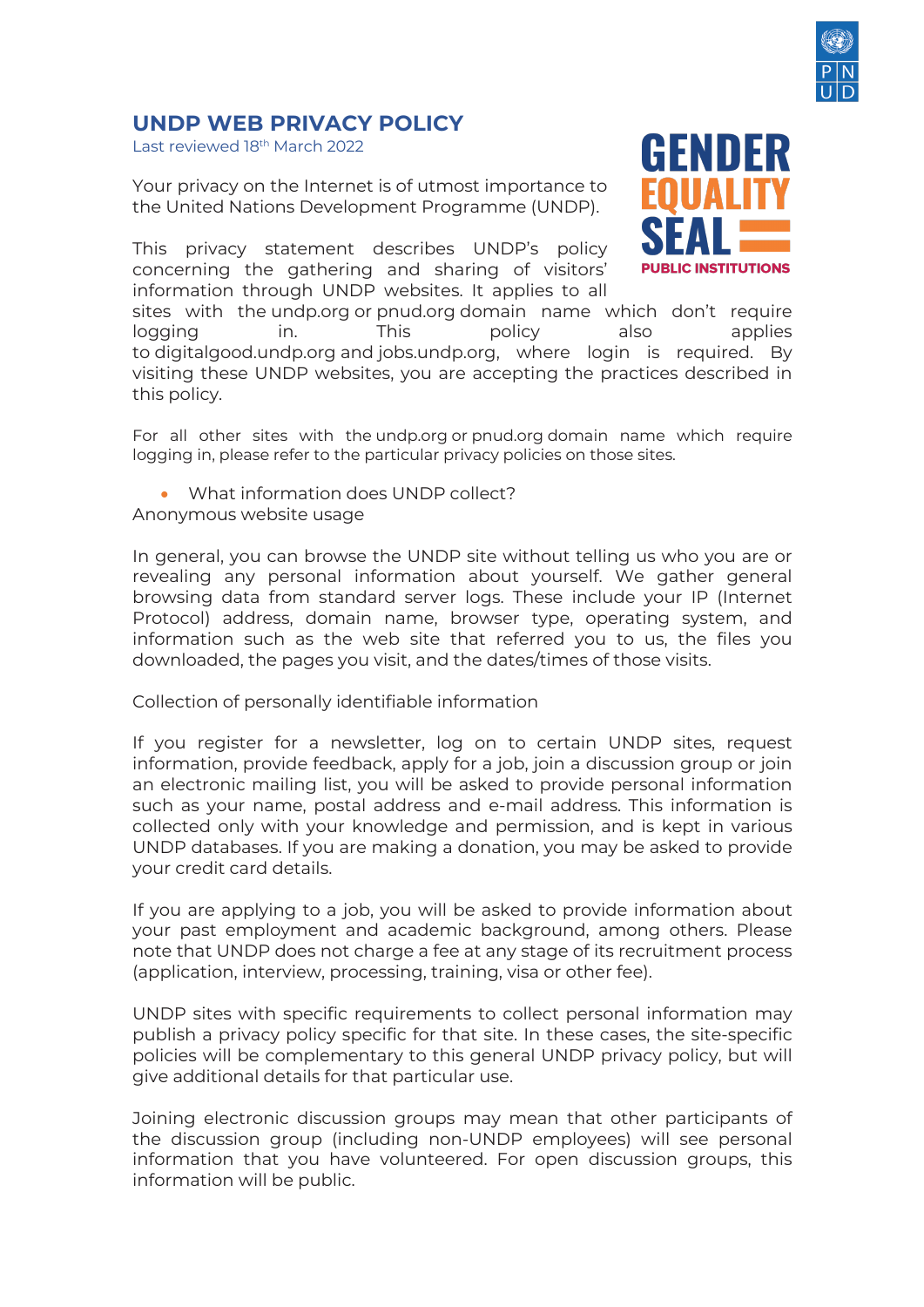# UNDP WEB PRIVACY POLICY

Last reviewed 18th March 2022

Your privacy on the Internet is of utmost importance to the United Nations Development Programme (UNDP).

This privacy statement describes UNDP's policy concerning the gathering and sharing of visitors' information through UNDP websites. It applies to all sites with the undp.org or pnud.org domain name which don't require logging in. This policy also applies to digitalgood.undp.org and jobs.undp.org, where login is required. By visiting these UNDP websites, you are accepting the practices described in this policy.

For all other sites with the undp.org or pnud.org domain name which require logging in, please refer to the particular privacy policies on those sites.

- What information does UNDP collect?

Anonymous website usage

In general, you can browse the UNDP site without telling us who you are or revealing any personal information about yourself. We gather general browsing data from standard server logs. These include your IP (Internet Protocol) address, domain name, browser type, operating system, and information such as the web site that referred you to us, the files you downloaded, the pages you visit, and the dates/times of those visits.

Collection of personally identifiable information

If you register for a newsletter, log on to certain UNDP sites, request information, provide feedback, apply for a job, join a discussion group or join an electronic mailing list, you will be asked to provide personal information such as your name, postal address and e-mail address. This information is collected only with your knowledge and permission, and is kept in various UNDP databases. If you are making a donation, you may be asked to provide your credit card details.

If you are applying to a job, you will be asked to provide information about your past employment and academic background, among others. Please note that UNDP does not charge a fee at any stage of its recruitment process (application, interview, processing, training, visa or other fee).

UNDP sites with specific requirements to collect personal information may publish a privacy policy specific for that site. In these cases, the site-specific policies will be complementary to this general UNDP privacy policy, but will give additional details for that particular use.

Joining electronic discussion groups may mean that other participants of the discussion group (including non-UNDP employees) will see personal information that you have volunteered. For open discussion groups, this information will be public.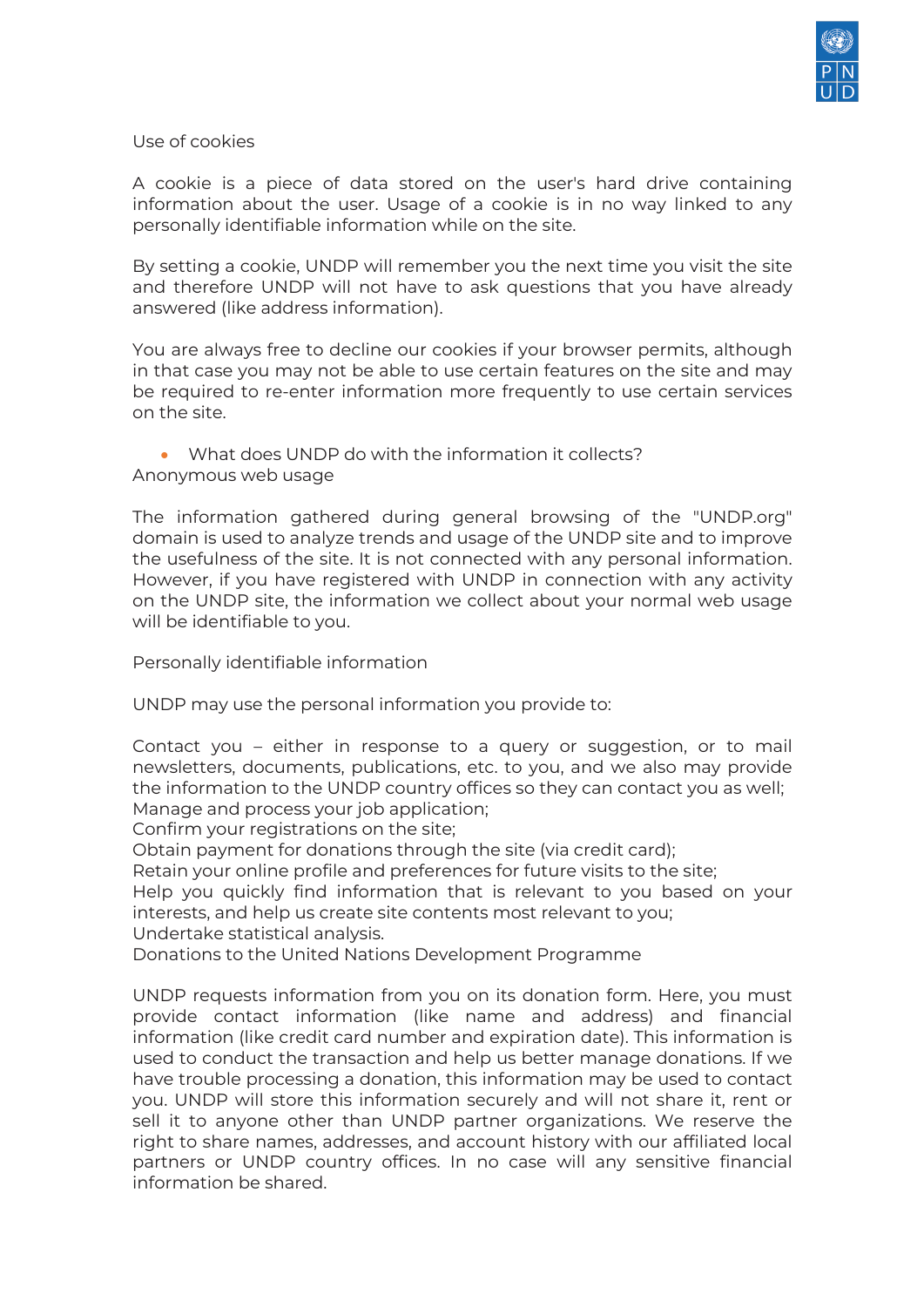Use of cookies

A cookie is a piece of data stored on the user's hard drive containing information about the user. Usage of a cookie is in no way linked to any personally identifiable information while on the site.

By setting a cookie, UNDP will remember you the next time you visit the site and therefore UNDP will not have to ask questions that you have already answered (like address information).

You are always free to decline our cookies if your browser permits, although in that case you may not be able to use certain features on the site and may be required to re-enter information more frequently to use certain services on the site.

- What does UNDP do with the information it collects?

Anonymous web usage

The information gathered during general browsing of the "UNDP.org" domain is used to analyze trends and usage of the UNDP site and to improve the usefulness of the site. It is not connected with any personal information. However, if you have registered with UNDP in connection with any activity on the UNDP site, the information we collect about your normal web usage will be identifiable to you.

Personally identifiable information

UNDP may use the personal information you provide to:

Contact you – either in response to a query or suggestion, or to mail newsletters, documents, publications, etc. to you, and we also may provide the information to the UNDP country offices so they can contact you as well;
Manage and process your job application;
Confirm your registrations on the site;
Obtain payment for donations through the site (via credit card);
Retain your online profile and preferences for future visits to the site;
Help you quickly find information that is relevant to you based on your interests, and help us create site contents most relevant to you;
Undertake statistical analysis.
Donations to the United Nations Development Programme

UNDP requests information from you on its donation form. Here, you must provide contact information (like name and address) and financial information (like credit card number and expiration date). This information is used to conduct the transaction and help us better manage donations. If we have trouble processing a donation, this information may be used to contact you. UNDP will store this information securely and will not share it, rent or sell it to anyone other than UNDP partner organizations. We reserve the right to share names, addresses, and account history with our affiliated local partners or UNDP country offices. In no case will any sensitive financial information be shared.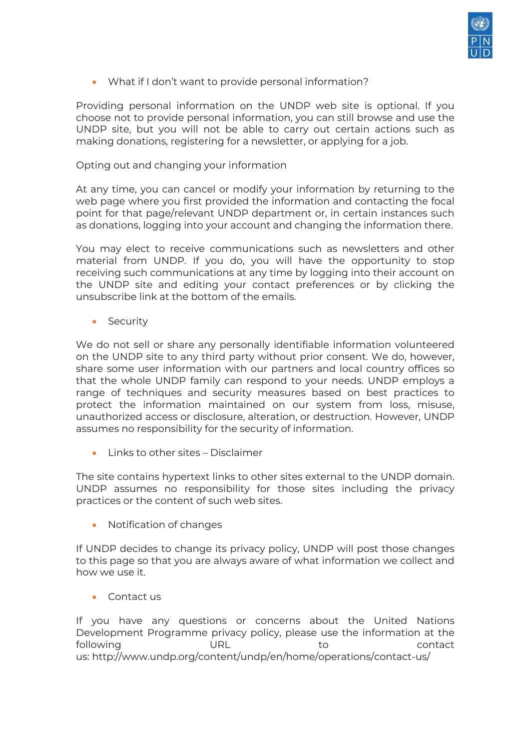- What if I don't want to provide personal information?

Providing personal information on the UNDP web site is optional. If you choose not to provide personal information, you can still browse and use the UNDP site, but you will not be able to carry out certain actions such as making donations, registering for a newsletter, or applying for a job.

Opting out and changing your information

At any time, you can cancel or modify your information by returning to the web page where you first provided the information and contacting the focal point for that page/relevant UNDP department or, in certain instances such as donations, logging into your account and changing the information there.

You may elect to receive communications such as newsletters and other material from UNDP. If you do, you will have the opportunity to stop receiving such communications at any time by logging into their account on the UNDP site and editing your contact preferences or by clicking the unsubscribe link at the bottom of the emails.

- Security

We do not sell or share any personally identifiable information volunteered on the UNDP site to any third party without prior consent. We do, however, share some user information with our partners and local country offices so that the whole UNDP family can respond to your needs. UNDP employs a range of techniques and security measures based on best practices to protect the information maintained on our system from loss, misuse, unauthorized access or disclosure, alteration, or destruction. However, UNDP assumes no responsibility for the security of information.

- Links to other sites – Disclaimer

The site contains hypertext links to other sites external to the UNDP domain. UNDP assumes no responsibility for those sites including the privacy practices or the content of such web sites.

- Notification of changes

If UNDP decides to change its privacy policy, UNDP will post those changes to this page so that you are always aware of what information we collect and how we use it.

- Contact us

If you have any questions or concerns about the United Nations Development Programme privacy policy, please use the information at the following URL to contact us: http://www.undp.org/content/undp/en/home/operations/contact-us/